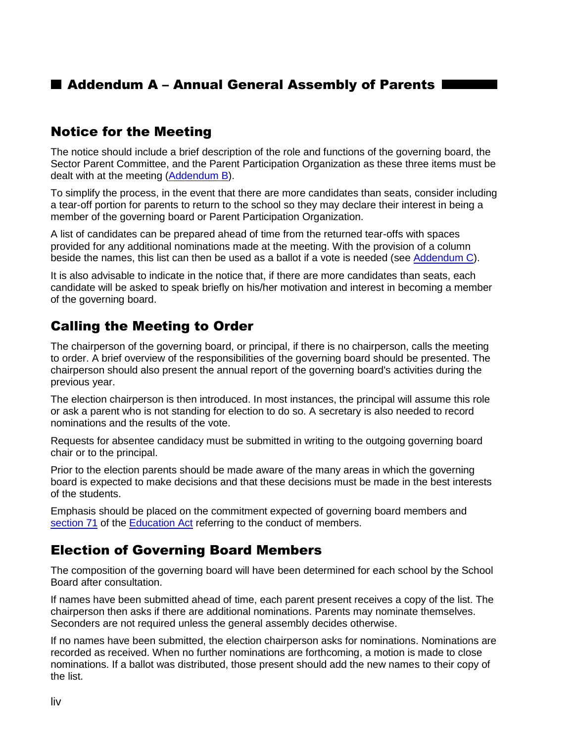# Addendum A – Annual General Assembly of Parents

## Notice for the Meeting

The notice should include a brief description of the role and functions of the governing board, the Sector Parent Committee, and the Parent Participation Organization as these three items must be dealt with at the meeting (Addendum B).

To simplify the process, in the event that there are more candidates than seats, consider including a tear-off portion for parents to return to the school so they may declare their interest in being a member of the governing board or Parent Participation Organization.

A list of candidates can be prepared ahead of time from the returned tear-offs with spaces provided for any additional nominations made at the meeting. With the provision of a column beside the names, this list can then be used as a ballot if a vote is needed (see Addendum C).

It is also advisable to indicate in the notice that, if there are more candidates than seats, each candidate will be asked to speak briefly on his/her motivation and interest in becoming a member of the governing board.

## Calling the Meeting to Order

The chairperson of the governing board, or principal, if there is no chairperson, calls the meeting to order. A brief overview of the responsibilities of the governing board should be presented. The chairperson should also present the annual report of the governing board's activities during the previous year.

The election chairperson is then introduced. In most instances, the principal will assume this role or ask a parent who is not standing for election to do so. A secretary is also needed to record nominations and the results of the vote.

Requests for absentee candidacy must be submitted in writing to the outgoing governing board chair or to the principal.

Prior to the election parents should be made aware of the many areas in which the governing board is expected to make decisions and that these decisions must be made in the best interests of the students.

Emphasis should be placed on the commitment expected of governing board members and section 71 of the Education Act referring to the conduct of members.

## Election of Governing Board Members

The composition of the governing board will have been determined for each school by the School Board after consultation.

If names have been submitted ahead of time, each parent present receives a copy of the list. The chairperson then asks if there are additional nominations. Parents may nominate themselves. Seconders are not required unless the general assembly decides otherwise.

If no names have been submitted, the election chairperson asks for nominations. Nominations are recorded as received. When no further nominations are forthcoming, a motion is made to close nominations. If a ballot was distributed, those present should add the new names to their copy of the list.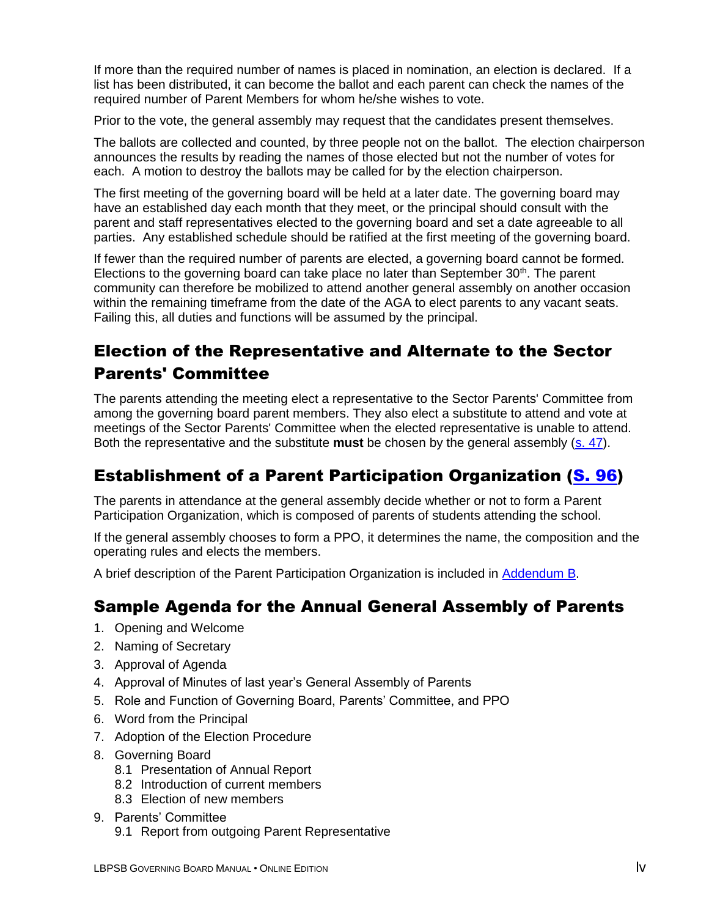If more than the required number of names is placed in nomination, an election is declared. If a list has been distributed, it can become the ballot and each parent can check the names of the required number of Parent Members for whom he/she wishes to vote.

Prior to the vote, the general assembly may request that the candidates present themselves.

The ballots are collected and counted, by three people not on the ballot. The election chairperson announces the results by reading the names of those elected but not the number of votes for each. A motion to destroy the ballots may be called for by the election chairperson.

The first meeting of the governing board will be held at a later date. The governing board may have an established day each month that they meet, or the principal should consult with the parent and staff representatives elected to the governing board and set a date agreeable to all parties. Any established schedule should be ratified at the first meeting of the governing board.

If fewer than the required number of parents are elected, a governing board cannot be formed. Elections to the governing board can take place no later than September 30th. The parent community can therefore be mobilized to attend another general assembly on another occasion within the remaining timeframe from the date of the AGA to elect parents to any vacant seats. Failing this, all duties and functions will be assumed by the principal.

## Election of the Representative and Alternate to the Sector Parents' Committee

The parents attending the meeting elect a representative to the Sector Parents' Committee from among the governing board parent members. They also elect a substitute to attend and vote at meetings of the Sector Parents' Committee when the elected representative is unable to attend. Both the representative and the substitute **must** be chosen by the general assembly (s. 47).

## Establishment of a Parent Participation Organization (S. 96)

The parents in attendance at the general assembly decide whether or not to form a Parent Participation Organization, which is composed of parents of students attending the school.

If the general assembly chooses to form a PPO, it determines the name, the composition and the operating rules and elects the members.

A brief description of the Parent Participation Organization is included in Addendum B.

## Sample Agenda for the Annual General Assembly of Parents

1. Opening and Welcome
2. Naming of Secretary
3. Approval of Agenda
4. Approval of Minutes of last year's General Assembly of Parents
5. Role and Function of Governing Board, Parents' Committee, and PPO
6. Word from the Principal
7. Adoption of the Election Procedure
8. Governing Board
   - 8.1 Presentation of Annual Report
   - 8.2 Introduction of current members
   - 8.3 Election of new members
9. Parents' Committee
   - 9.1 Report from outgoing Parent Representative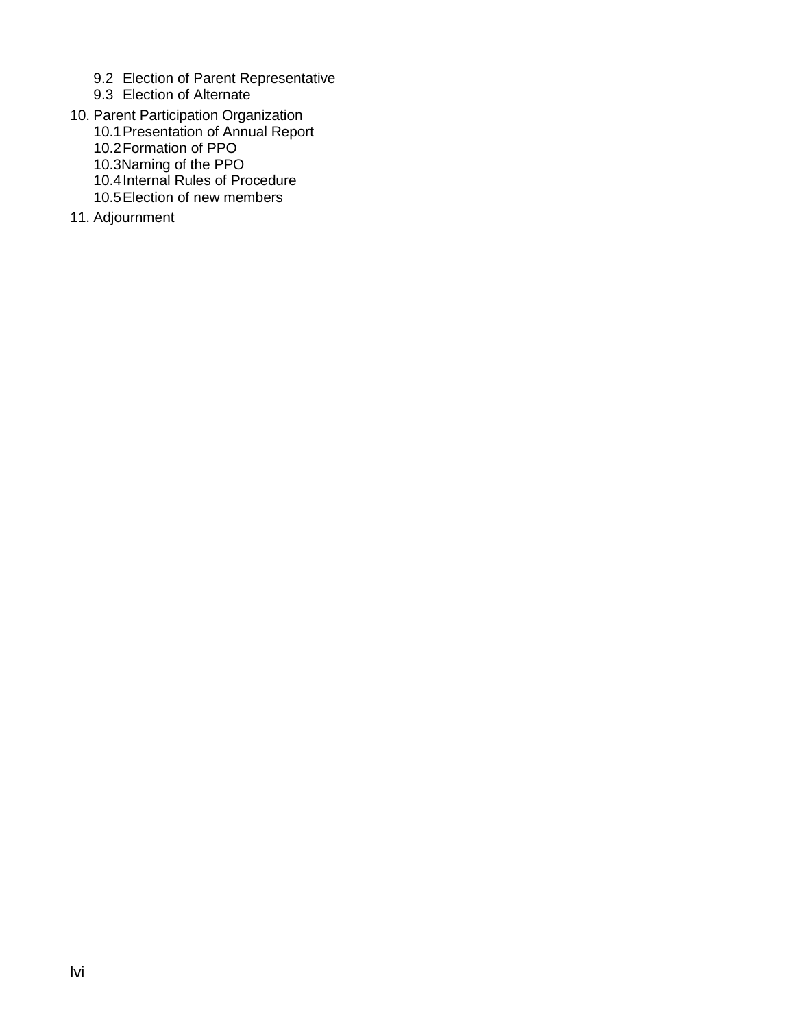9.2 Election of Parent Representative
   9.3 Election of Alternate

10. Parent Participation Organization
    10.1 Presentation of Annual Report
    10.2 Formation of PPO
    10.3 Naming of the PPO
    10.4 Internal Rules of Procedure
    10.5 Election of new members

11. Adjournment